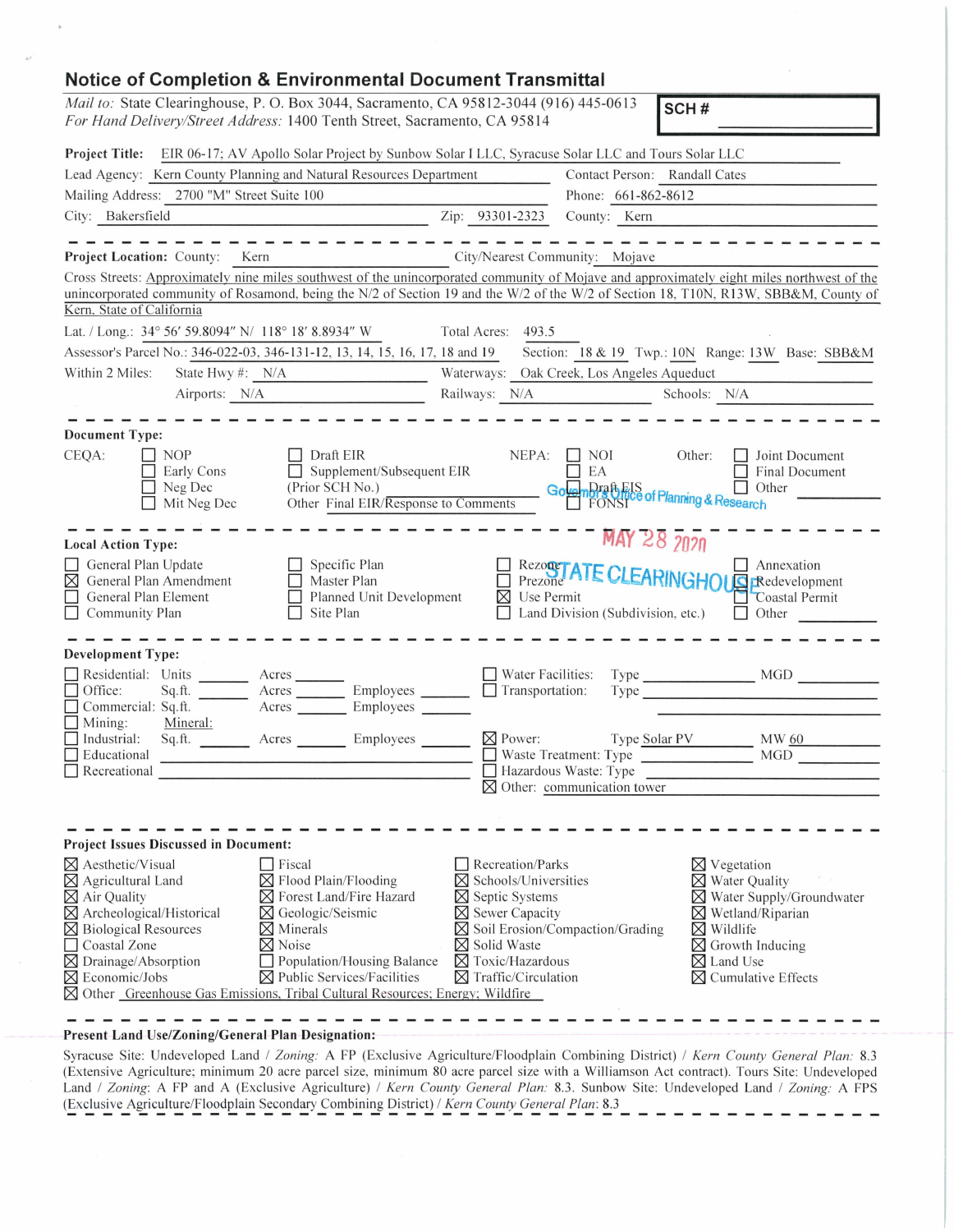# Notice of Completion & Environmental Document Transmittal

*Mail to:* State Clearinghouse, P. O. Box 3044, Sacramento, CA 95812-3044 (916) 445-0613
*For Hand Delivery/Street Address:* 1400 Tenth Street, Sacramento, CA 95814

**SCH #** ______________

**Project Title:** EIR 06-17; AV Apollo Solar Project by Sunbow Solar I LLC, Syracuse Solar LLC and Tours Solar LLC

Lead Agency: Kern County Planning and Natural Resources Department — Contact Person: Randall Cates

Mailing Address: 2700 "M" Street Suite 100 — Phone: 661-862-8612

City: Bakersfield — Zip: 93301-2323 — County: Kern

---

**Project Location:** County: Kern — City/Nearest Community: Mojave

Cross Streets: Approximately nine miles southwest of the unincorporated community of Mojave and approximately eight miles northwest of the unincorporated community of Rosamond, being the N/2 of Section 19 and the W/2 of the W/2 of Section 18, T10N, R13W, SBB&M, County of Kern, State of California

Lat. / Long.: 34° 56′ 59.8094″ N/ 118° 18′ 8.8934″ W — Total Acres: 493.5

Assessor's Parcel No.: 346-022-03, 346-131-12, 13, 14, 15, 16, 17, 18 and 19 — Section: 18 & 19 Twp.: 10N Range: 13W Base: SBB&M

Within 2 Miles: State Hwy #: N/A — Waterways: Oak Creek, Los Angeles Aqueduct

Airports: N/A — Railways: N/A — Schools: N/A

---

**Document Type:**

CEQA: ☐ NOP ☐ Early Cons ☐ Neg Dec ☐ Mit Neg Dec ☐ Draft EIR ☐ Supplement/Subsequent EIR (Prior SCH No.) ______ Other: Final EIR/Response to Comments

NEPA: ☐ NOI ☐ EA ☐ Draft EIS ☐ FONSI

Other: ☐ Joint Document ☐ Final Document ☐ Other ______

Governor's Office of Planning & Research

MAY 28 2020

STATE CLEARINGHOUSE

---

**Local Action Type:**

☐ General Plan Update ☒ General Plan Amendment ☐ General Plan Element ☐ Community Plan
☐ Specific Plan ☐ Master Plan ☐ Planned Unit Development ☐ Site Plan
☐ Rezone ☐ Prezone ☒ Use Permit ☐ Land Division (Subdivision, etc.)
☐ Annexation ☐ Redevelopment ☐ Coastal Permit ☐ Other ______

---

**Development Type:**

☐ Residential: Units ______ Acres ______
☐ Office: Sq.ft. ______ Acres ______ Employees ______
☐ Commercial: Sq.ft. ______ Acres ______ Employees ______
☐ Mining: Mineral: ______
☐ Industrial: Sq.ft. ______ Acres ______ Employees ______
☐ Educational ______
☐ Recreational ______
☐ Water Facilities: Type ______ MGD ______
☐ Transportation: Type ______
☒ Power: Type Solar PV MW 60
☐ Waste Treatment: Type ______ MGD ______
☐ Hazardous Waste: Type ______
☒ Other: communication tower

---

**Project Issues Discussed in Document:**

☒ Aesthetic/Visual ☒ Agricultural Land ☒ Air Quality ☒ Archeological/Historical ☒ Biological Resources ☐ Coastal Zone ☒ Drainage/Absorption ☒ Economic/Jobs
☐ Fiscal ☒ Flood Plain/Flooding ☒ Forest Land/Fire Hazard ☒ Geologic/Seismic ☒ Minerals ☒ Noise ☐ Population/Housing Balance ☒ Public Services/Facilities
☐ Recreation/Parks ☒ Schools/Universities ☒ Septic Systems ☒ Sewer Capacity ☒ Soil Erosion/Compaction/Grading ☒ Solid Waste ☒ Toxic/Hazardous ☒ Traffic/Circulation
☒ Vegetation ☒ Water Quality ☒ Water Supply/Groundwater ☒ Wetland/Riparian ☒ Wildlife ☒ Growth Inducing ☒ Land Use ☒ Cumulative Effects

☒ Other: Greenhouse Gas Emissions, Tribal Cultural Resources; Energy; Wildfire

---

**Present Land Use/Zoning/General Plan Designation:**

Syracuse Site: Undeveloped Land / *Zoning:* A FP (Exclusive Agriculture/Floodplain Combining District) / *Kern County General Plan:* 8.3 (Extensive Agriculture; minimum 20 acre parcel size, minimum 80 acre parcel size with a Williamson Act contract). Tours Site: Undeveloped Land / *Zoning*: A FP and A (Exclusive Agriculture) / *Kern County General Plan:* 8.3. Sunbow Site: Undeveloped Land / *Zoning:* A FPS (Exclusive Agriculture/Floodplain Secondary Combining District) / *Kern County General Plan*: 8.3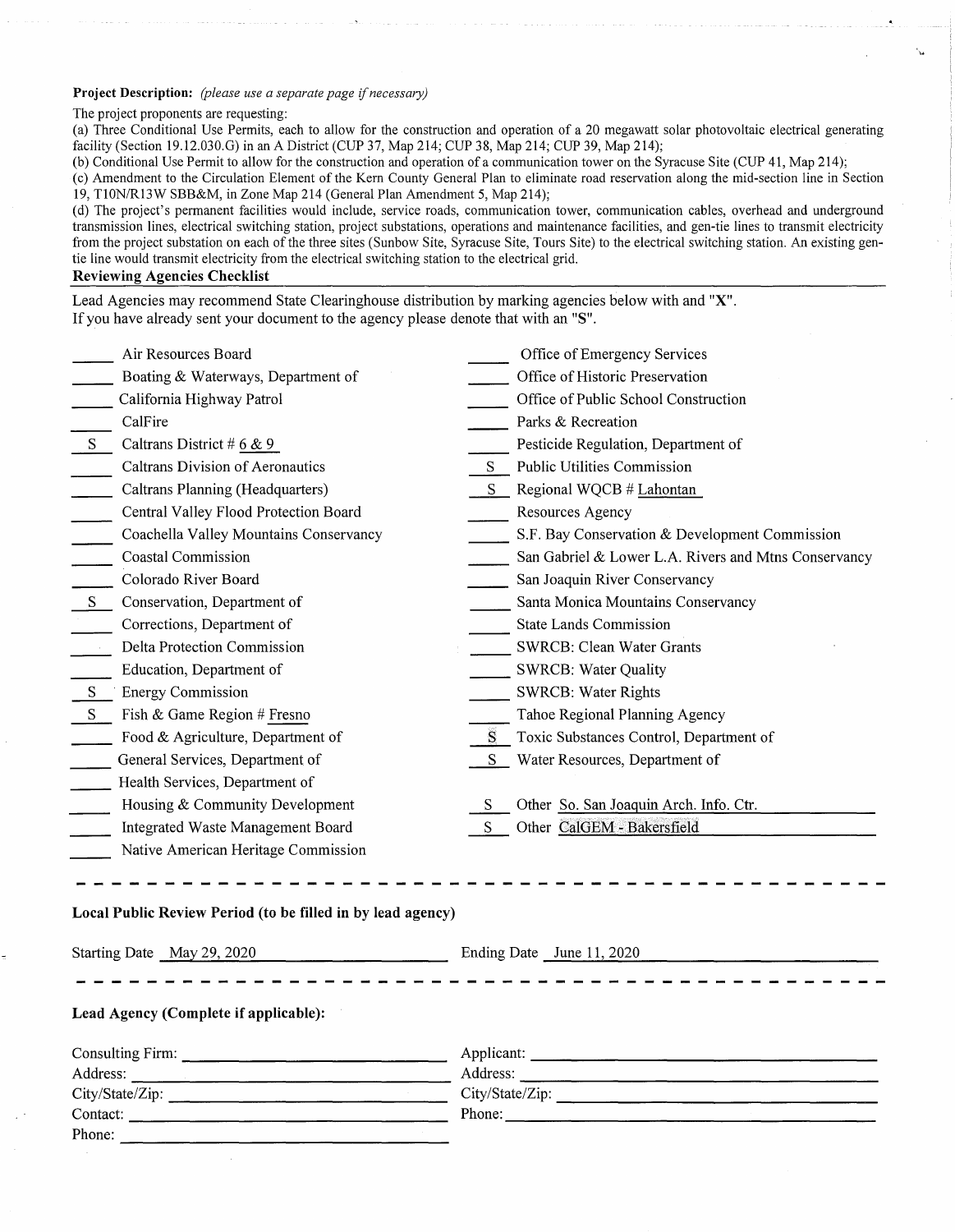**Project Description:** *(please use a separate page if necessary)*

The project proponents are requesting:

(a) Three Conditional Use Permits, each to allow for the construction and operation of a 20 megawatt solar photovoltaic electrical generating facility (Section 19.12.030.G) in an A District (CUP 37, Map 214; CUP 38, Map 214; CUP 39, Map 214);

(b) Conditional Use Permit to allow for the construction and operation of a communication tower on the Syracuse Site (CUP 41, Map 214);

(c) Amendment to the Circulation Element of the Kern County General Plan to eliminate road reservation along the mid-section line in Section 19, T10N/R13W SBB&M, in Zone Map 214 (General Plan Amendment 5, Map 214);

(d) The project's permanent facilities would include, service roads, communication tower, communication cables, overhead and underground transmission lines, electrical switching station, project substations, operations and maintenance facilities, and gen-tie lines to transmit electricity from the project substation on each of the three sites (Sunbow Site, Syracuse Site, Tours Site) to the electrical switching station. An existing gen-tie line would transmit electricity from the electrical switching station to the electrical grid.

**Reviewing Agencies Checklist**

Lead Agencies may recommend State Clearinghouse distribution by marking agencies below with and "X".
If you have already sent your document to the agency please denote that with an "S".

| Mark | Agency | Mark | Agency |
|---|---|---|---|
| ___ | Air Resources Board | ___ | Office of Emergency Services |
| ___ | Boating & Waterways, Department of | ___ | Office of Historic Preservation |
| ___ | California Highway Patrol | ___ | Office of Public School Construction |
| ___ | CalFire | ___ | Parks & Recreation |
| S | Caltrans District # 6 & 9 | ___ | Pesticide Regulation, Department of |
| ___ | Caltrans Division of Aeronautics | S | Public Utilities Commission |
| ___ | Caltrans Planning (Headquarters) | S | Regional WQCB # Lahontan |
| ___ | Central Valley Flood Protection Board | ___ | Resources Agency |
| ___ | Coachella Valley Mountains Conservancy | ___ | S.F. Bay Conservation & Development Commission |
| ___ | Coastal Commission | ___ | San Gabriel & Lower L.A. Rivers and Mtns Conservancy |
| ___ | Colorado River Board | ___ | San Joaquin River Conservancy |
| S | Conservation, Department of | ___ | Santa Monica Mountains Conservancy |
| ___ | Corrections, Department of | ___ | State Lands Commission |
| ___ | Delta Protection Commission | ___ | SWRCB: Clean Water Grants |
| ___ | Education, Department of | ___ | SWRCB: Water Quality |
| S | Energy Commission | ___ | SWRCB: Water Rights |
| S | Fish & Game Region # Fresno | ___ | Tahoe Regional Planning Agency |
| ___ | Food & Agriculture, Department of | S | Toxic Substances Control, Department of |
| ___ | General Services, Department of | S | Water Resources, Department of |
| ___ | Health Services, Department of | | |
| ___ | Housing & Community Development | S | Other So. San Joaquin Arch. Info. Ctr. |
| ___ | Integrated Waste Management Board | S | Other CalGEM - Bakersfield |
| ___ | Native American Heritage Commission | | |

---

**Local Public Review Period (to be filled in by lead agency)**

Starting Date May 29, 2020 Ending Date June 11, 2020

---

**Lead Agency (Complete if applicable):**

Consulting Firm: ____________________ Applicant: ____________________

Address: ____________________ Address: ____________________

City/State/Zip: ____________________ City/State/Zip: ____________________

Contact: ____________________ Phone: ____________________

Phone: ____________________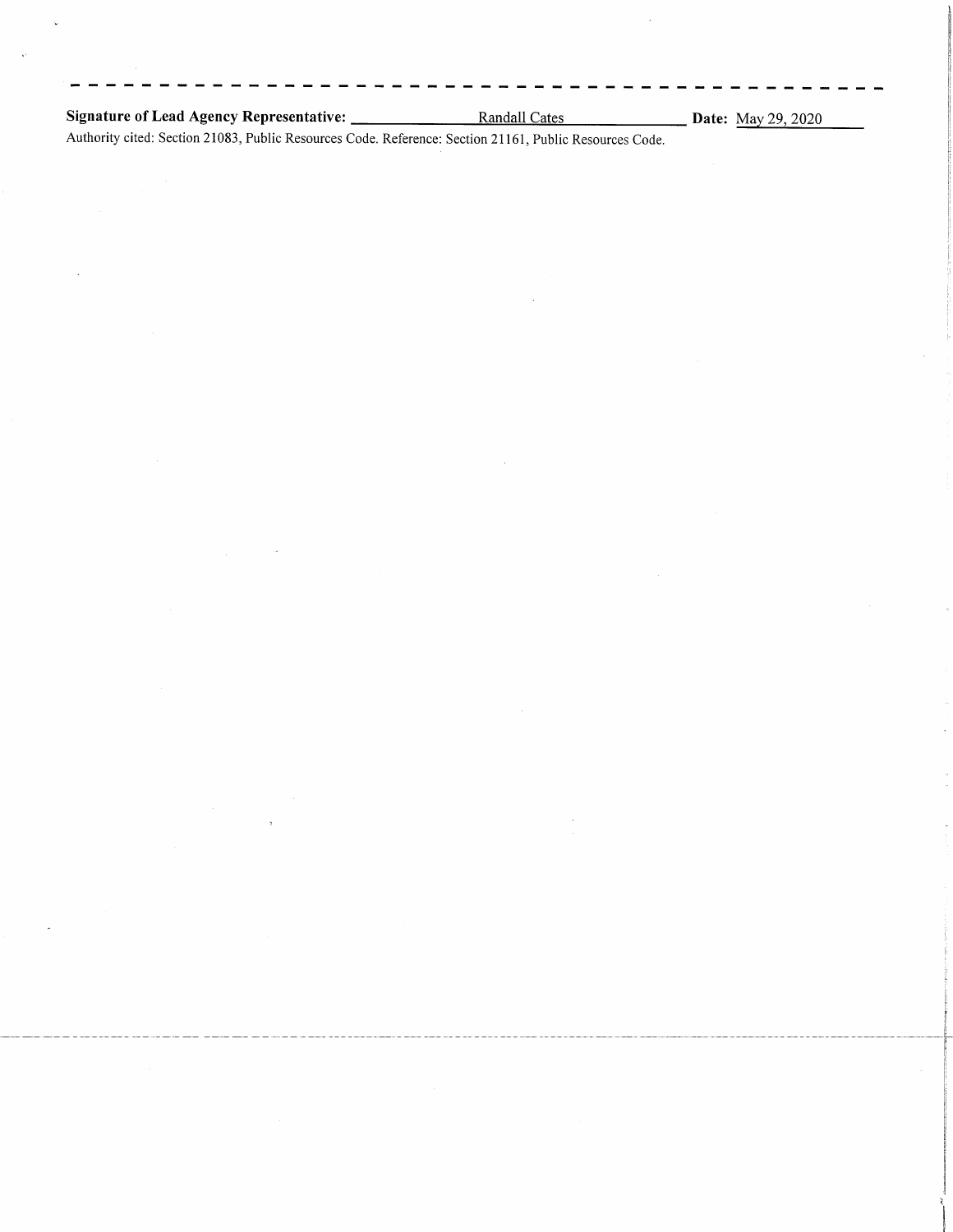**Signature of Lead Agency Representative:** Randall Cates **Date:** May 29, 2020

Authority cited: Section 21083, Public Resources Code. Reference: Section 21161, Public Resources Code.